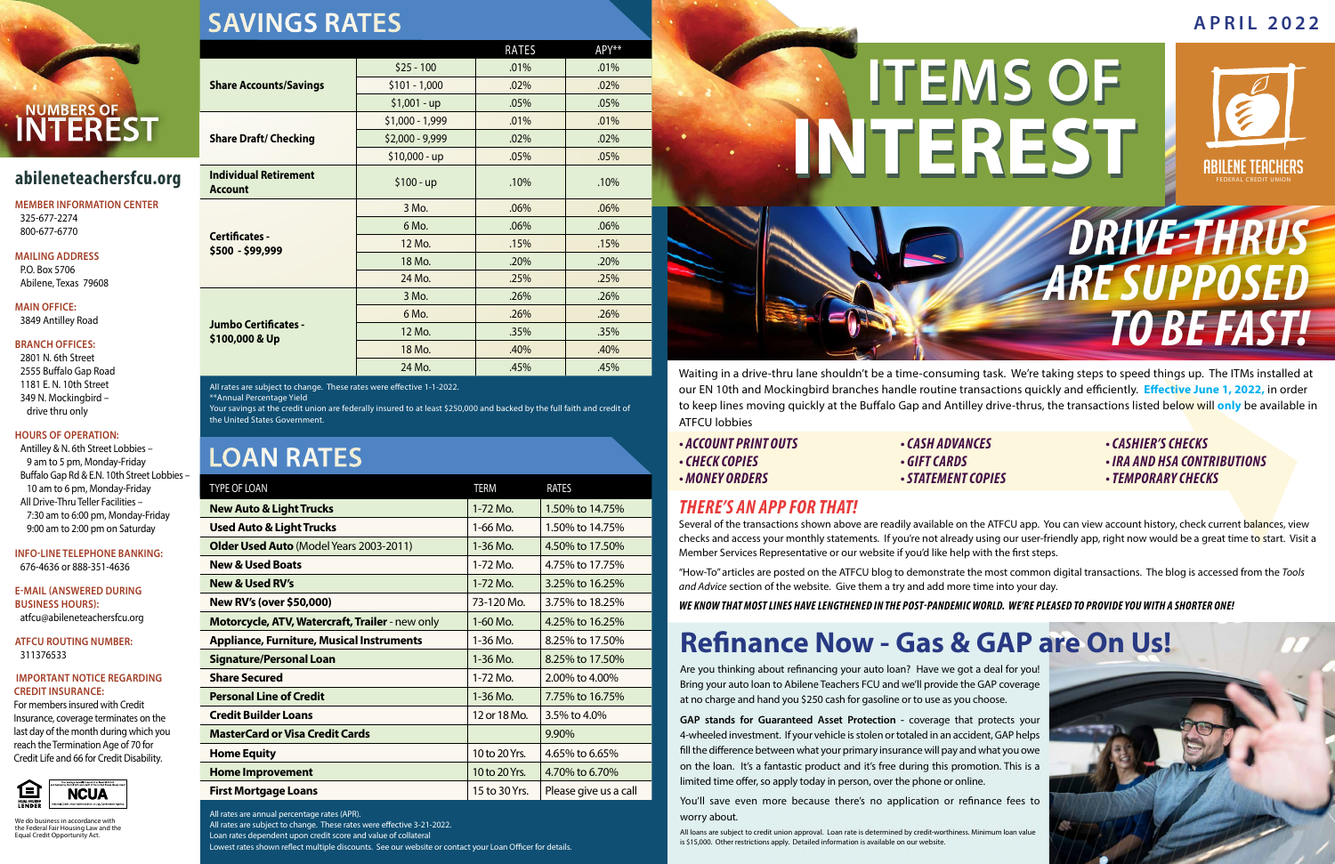# NUMBERS OF INTEREST

## abileneteachersfcu.org

**MEMBER INFORMATION CENTER**
325-677-2274
800-677-6770

**MAILING ADDRESS**
P.O. Box 5706
Abilene, Texas 79608

**MAIN OFFICE:**
3849 Antilley Road

**BRANCH OFFICES:**
2801 N. 6th Street
2555 Buffalo Gap Road
1181 E. N. 10th Street
349 N. Mockingbird – drive thru only

**HOURS OF OPERATION:**
Antilley & N. 6th Street Lobbies – 9 am to 5 pm, Monday-Friday
Buffalo Gap Rd & E.N. 10th Street Lobbies – 10 am to 6 pm, Monday-Friday
All Drive-Thru Teller Facilities – 7:30 am to 6:00 pm, Monday-Friday
9:00 am to 2:00 pm on Saturday

**INFO-LINE TELEPHONE BANKING:**
676-4636 or 888-351-4636

**E-MAIL (ANSWERED DURING BUSINESS HOURS):**
atfcu@abileneteachersfcu.org

**ATFCU ROUTING NUMBER:**
311376533

**IMPORTANT NOTICE REGARDING CREDIT INSURANCE:**
For members insured with Credit Insurance, coverage terminates on the last day of the month during which you reach the Termination Age of 70 for Credit Life and 66 for Credit Disability.

We do business in accordance with the Federal Fair Housing Law and the Equal Credit Opportunity Act.

## SAVINGS RATES

| | | RATES | APY** |
|---|---|---|---|
| **Share Accounts/Savings** | $25 - 100 | .01% | .01% |
| | $101 - 1,000 | .02% | .02% |
| | $1,001 - up | .05% | .05% |
| **Share Draft/ Checking** | $1,000 - 1,999 | .01% | .01% |
| | $2,000 - 9,999 | .02% | .02% |
| | $10,000 - up | .05% | .05% |
| **Individual Retirement Account** | $100 - up | .10% | .10% |
| **Certificates - $500 - $99,999** | 3 Mo. | .06% | .06% |
| | 6 Mo. | .06% | .06% |
| | 12 Mo. | .15% | .15% |
| | 18 Mo. | .20% | .20% |
| | 24 Mo. | .25% | .25% |
| **Jumbo Certificates - $100,000 & Up** | 3 Mo. | .26% | .26% |
| | 6 Mo. | .26% | .26% |
| | 12 Mo. | .35% | .35% |
| | 18 Mo. | .40% | .40% |
| | 24 Mo. | .45% | .45% |

All rates are subject to change. These rates were effective 1-1-2022.
**Annual Percentage Yield
Your savings at the credit union are federally insured to at least $250,000 and backed by the full faith and credit of the United States Government.

## LOAN RATES

| TYPE OF LOAN | TERM | RATES |
|---|---|---|
| **New Auto & Light Trucks** | 1-72 Mo. | 1.50% to 14.75% |
| **Used Auto & Light Trucks** | 1-66 Mo. | 1.50% to 14.75% |
| **Older Used Auto** (Model Years 2003-2011) | 1-36 Mo. | 4.50% to 17.50% |
| **New & Used Boats** | 1-72 Mo. | 4.75% to 17.75% |
| **New & Used RV's** | 1-72 Mo. | 3.25% to 16.25% |
| **New RV's (over $50,000)** | 73-120 Mo. | 3.75% to 18.25% |
| **Motorcycle, ATV, Watercraft, Trailer** - new only | 1-60 Mo. | 4.25% to 16.25% |
| **Appliance, Furniture, Musical Instruments** | 1-36 Mo. | 8.25% to 17.50% |
| **Signature/Personal Loan** | 1-36 Mo. | 8.25% to 17.50% |
| **Share Secured** | 1-72 Mo. | 2.00% to 4.00% |
| **Personal Line of Credit** | 1-36 Mo. | 7.75% to 16.75% |
| **Credit Builder Loans** | 12 or 18 Mo. | 3.5% to 4.0% |
| **MasterCard or Visa Credit Cards** | | 9.90% |
| **Home Equity** | 10 to 20 Yrs. | 4.65% to 6.65% |
| **Home Improvement** | 10 to 20 Yrs. | 4.70% to 6.70% |
| **First Mortgage Loans** | 15 to 30 Yrs. | Please give us a call |

All rates are annual percentage rates (APR).
All rates are subject to change. These rates were effective 3-21-2022.
Loan rates dependent upon credit score and value of collateral
Lowest rates shown reflect multiple discounts. See our website or contact your Loan Officer for details.

**APRIL 2022**

# ITEMS OF INTEREST

ABILENE TEACHERS FEDERAL CREDIT UNION

## DRIVE-THRUS ARE SUPPOSED TO BE FAST!

Waiting in a drive-thru lane shouldn't be a time-consuming task. We're taking steps to speed things up. The ITMs installed at our EN 10th and Mockingbird branches handle routine transactions quickly and efficiently. **Effective June 1, 2022,** in order to keep lines moving quickly at the Buffalo Gap and Antilley drive-thrus, the transactions listed below will **only** be available in ATFCU lobbies

- *ACCOUNT PRINT OUTS*
- *CHECK COPIES*
- *MONEY ORDERS*
- *CASH ADVANCES*
- *GIFT CARDS*
- *STATEMENT COPIES*
- *CASHIER'S CHECKS*
- *IRA AND HSA CONTRIBUTIONS*
- *TEMPORARY CHECKS*

### THERE'S AN APP FOR THAT!

Several of the transactions shown above are readily available on the ATFCU app. You can view account history, check current balances, view checks and access your monthly statements. If you're not already using our user-friendly app, right now would be a great time to start. Visit a Member Services Representative or our website if you'd like help with the first steps.

"How-To" articles are posted on the ATFCU blog to demonstrate the most common digital transactions. The blog is accessed from the *Tools and Advice* section of the website. Give them a try and add more time into your day.

***WE KNOW THAT MOST LINES HAVE LENGTHENED IN THE POST-PANDEMIC WORLD. WE'RE PLEASED TO PROVIDE YOU WITH A SHORTER ONE!***

## Refinance Now - Gas & GAP are On Us!

Are you thinking about refinancing your auto loan? Have we got a deal for you! Bring your auto loan to Abilene Teachers FCU and we'll provide the GAP coverage at no charge and hand you $250 cash for gasoline or to use as you choose.

**GAP stands for Guaranteed Asset Protection** - coverage that protects your 4-wheeled investment. If your vehicle is stolen or totaled in an accident, GAP helps fill the difference between what your primary insurance will pay and what you owe on the loan. It's a fantastic product and it's free during this promotion. This is a limited time offer, so apply today in person, over the phone or online.

You'll save even more because there's no application or refinance fees to worry about.

All loans are subject to credit union approval. Loan rate is determined by credit-worthiness. Minimum loan value is $15,000. Other restrictions apply. Detailed information is available on our website.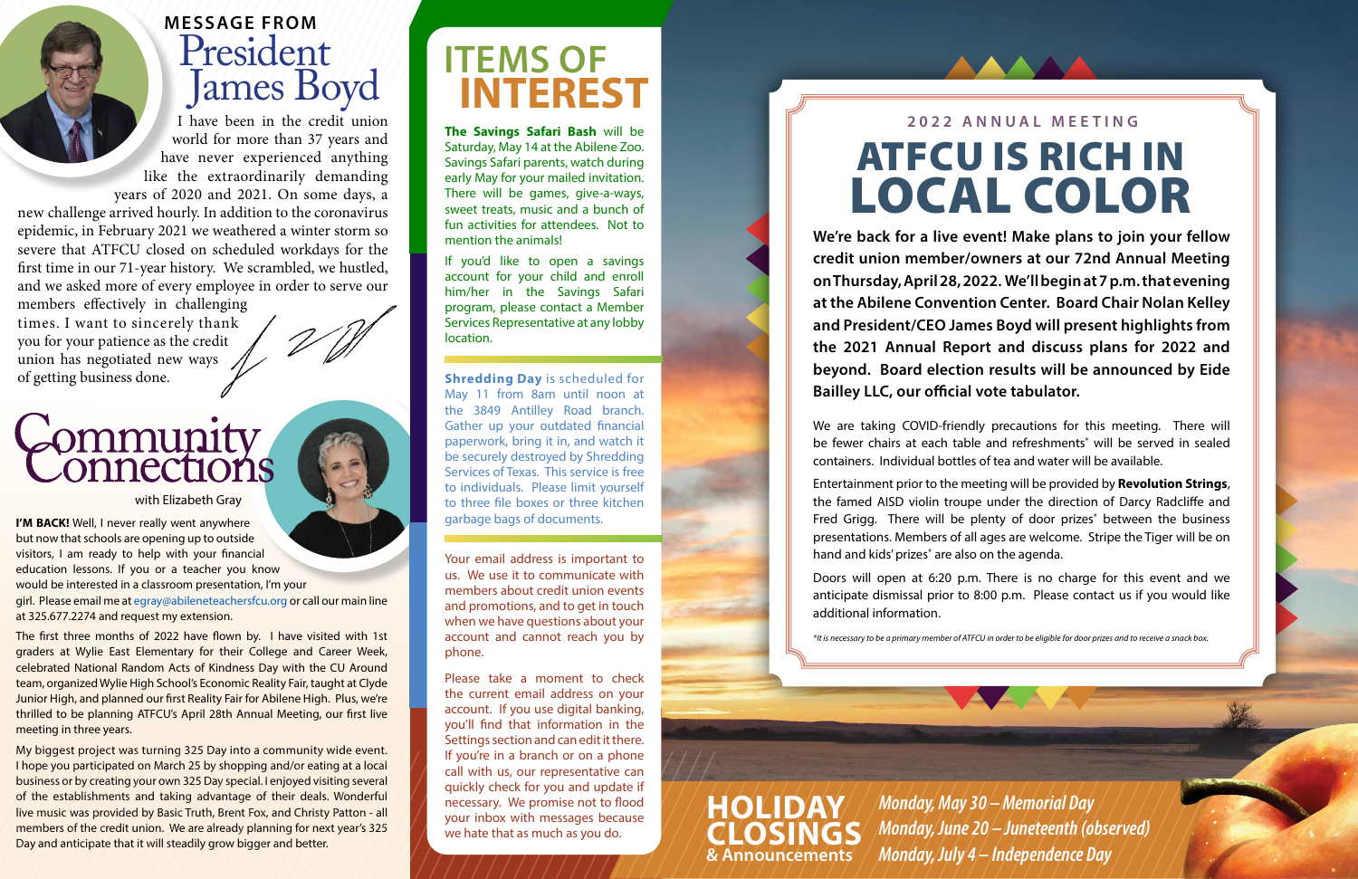## MESSAGE FROM President James Boyd

I have been in the credit union world for more than 37 years and have never experienced anything like the extraordinarily demanding years of 2020 and 2021. On some days, a new challenge arrived hourly. In addition to the coronavirus epidemic, in February 2021 we weathered a winter storm so severe that ATFCU closed on scheduled workdays for the first time in our 71-year history. We scrambled, we hustled, and we asked more of every employee in order to serve our members effectively in challenging times. I want to sincerely thank you for your patience as the credit union has negotiated new ways of getting business done.

## Community Connections

with Elizabeth Gray

**I'M BACK!** Well, I never really went anywhere but now that schools are opening up to outside visitors, I am ready to help with your financial education lessons. If you or a teacher you know would be interested in a classroom presentation, I'm your girl. Please email me at egray@abileneteachersfcu.org or call our main line at 325.677.2274 and request my extension.

The first three months of 2022 have flown by. I have visited with 1st graders at Wylie East Elementary for their College and Career Week, celebrated National Random Acts of Kindness Day with the CU Around team, organized Wylie High School's Economic Reality Fair, taught at Clyde Junior High, and planned our first Reality Fair for Abilene High. Plus, we're thrilled to be planning ATFCU's April 28th Annual Meeting, our first live meeting in three years.

My biggest project was turning 325 Day into a community wide event. I hope you participated on March 25 by shopping and/or eating at a local business or by creating your own 325 Day special. I enjoyed visiting several of the establishments and taking advantage of their deals. Wonderful live music was provided by Basic Truth, Brent Fox, and Christy Patton - all members of the credit union. We are already planning for next year's 325 Day and anticipate that it will steadily grow bigger and better.

## ITEMS OF INTEREST

**The Savings Safari Bash** will be Saturday, May 14 at the Abilene Zoo. Savings Safari parents, watch during early May for your mailed invitation. There will be games, give-a-ways, sweet treats, music and a bunch of fun activities for attendees. Not to mention the animals!

If you'd like to open a savings account for your child and enroll him/her in the Savings Safari program, please contact a Member Services Representative at any lobby location.

**Shredding Day** is scheduled for May 11 from 8am until noon at the 3849 Antilley Road branch. Gather up your outdated financial paperwork, bring it in, and watch it be securely destroyed by Shredding Services of Texas. This service is free to individuals. Please limit yourself to three file boxes or three kitchen garbage bags of documents.

Your email address is important to us. We use it to communicate with members about credit union events and promotions, and to get in touch when we have questions about your account and cannot reach you by phone.

Please take a moment to check the current email address on your account. If you use digital banking, you'll find that information in the Settings section and can edit it there. If you're in a branch or on a phone call with us, our representative can quickly check for you and update if necessary. We promise not to flood your inbox with messages because we hate that as much as you do.

### 2022 ANNUAL MEETING

# ATFCU IS RICH IN LOCAL COLOR

**We're back for a live event! Make plans to join your fellow credit union member/owners at our 72nd Annual Meeting on Thursday, April 28, 2022. We'll begin at 7 p.m. that evening at the Abilene Convention Center. Board Chair Nolan Kelley and President/CEO James Boyd will present highlights from the 2021 Annual Report and discuss plans for 2022 and beyond. Board election results will be announced by Eide Bailley LLC, our official vote tabulator.**

We are taking COVID-friendly precautions for this meeting. There will be fewer chairs at each table and refreshments* will be served in sealed containers. Individual bottles of tea and water will be available.

Entertainment prior to the meeting will be provided by **Revolution Strings**, the famed AISD violin troupe under the direction of Darcy Radcliffe and Fred Grigg. There will be plenty of door prizes* between the business presentations. Members of all ages are welcome. Stripe the Tiger will be on hand and kids' prizes* are also on the agenda.

Doors will open at 6:20 p.m. There is no charge for this event and we anticipate dismissal prior to 8:00 p.m. Please contact us if you would like additional information.

*It is necessary to be a primary member of ATFCU in order to be eligible for door prizes and to receive a snack box.

## HOLIDAY CLOSINGS & Announcements

*Monday, May 30 – Memorial Day*

*Monday, June 20 – Juneteenth (observed)*

*Monday, July 4 – Independence Day*